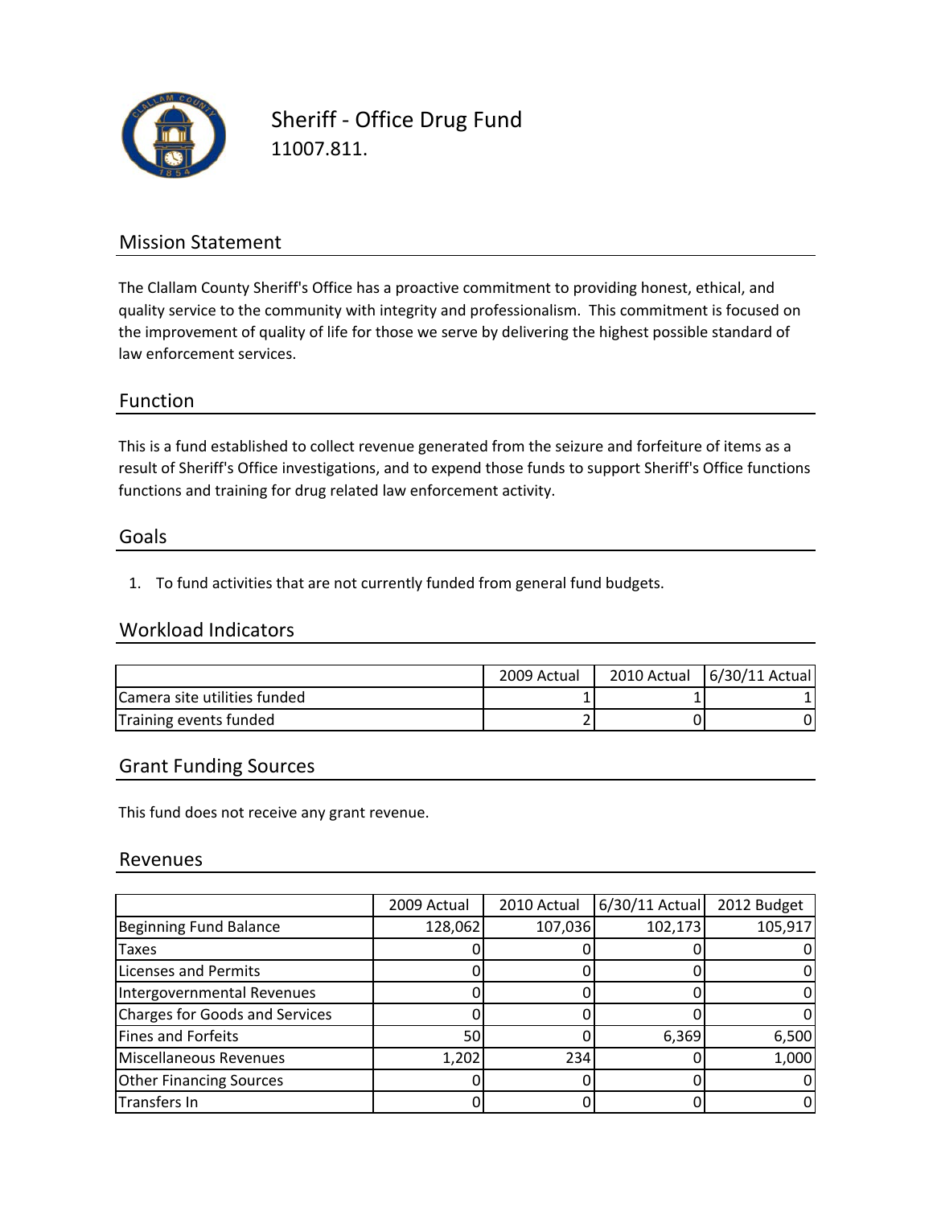# Sheriff - Office Drug Fund

11007.811.

## Mission Statement

The Clallam County Sheriff's Office has a proactive commitment to providing honest, ethical, and quality service to the community with integrity and professionalism. This commitment is focused on the improvement of quality of life for those we serve by delivering the highest possible standard of law enforcement services.

## Function

This is a fund established to collect revenue generated from the seizure and forfeiture of items as a result of Sheriff's Office investigations, and to expend those funds to support Sheriff's Office functions functions and training for drug related law enforcement activity.

## Goals

1. To fund activities that are not currently funded from general fund budgets.

## Workload Indicators

| | 2009 Actual | 2010 Actual | 6/30/11 Actual |
|---|---|---|---|
| Camera site utilities funded | 1 | 1 | 1 |
| Training events funded | 2 | 0 | 0 |

## Grant Funding Sources

This fund does not receive any grant revenue.

## Revenues

| | 2009 Actual | 2010 Actual | 6/30/11 Actual | 2012 Budget |
|---|---|---|---|---|
| Beginning Fund Balance | 128,062 | 107,036 | 102,173 | 105,917 |
| Taxes | 0 | 0 | 0 | 0 |
| Licenses and Permits | 0 | 0 | 0 | 0 |
| Intergovernmental Revenues | 0 | 0 | 0 | 0 |
| Charges for Goods and Services | 0 | 0 | 0 | 0 |
| Fines and Forfeits | 50 | 0 | 6,369 | 6,500 |
| Miscellaneous Revenues | 1,202 | 234 | 0 | 1,000 |
| Other Financing Sources | 0 | 0 | 0 | 0 |
| Transfers In | 0 | 0 | 0 | 0 |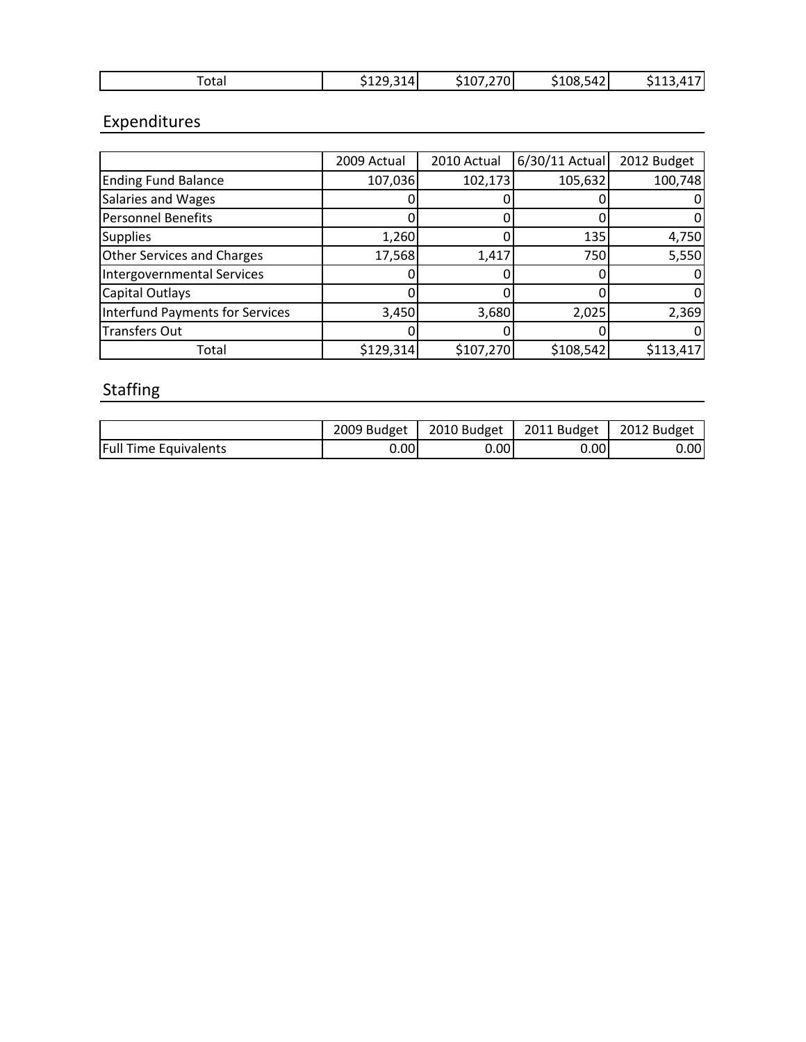| | | | | |
|---|---|---|---|---|
| Total | $129,314 | $107,270 | $108,542 | $113,417 |

## Expenditures

| | 2009 Actual | 2010 Actual | 6/30/11 Actual | 2012 Budget |
|---|---|---|---|---|
| Ending Fund Balance | 107,036 | 102,173 | 105,632 | 100,748 |
| Salaries and Wages | 0 | 0 | 0 | 0 |
| Personnel Benefits | 0 | 0 | 0 | 0 |
| Supplies | 1,260 | 0 | 135 | 4,750 |
| Other Services and Charges | 17,568 | 1,417 | 750 | 5,550 |
| Intergovernmental Services | 0 | 0 | 0 | 0 |
| Capital Outlays | 0 | 0 | 0 | 0 |
| Interfund Payments for Services | 3,450 | 3,680 | 2,025 | 2,369 |
| Transfers Out | 0 | 0 | 0 | 0 |
| Total | $129,314 | $107,270 | $108,542 | $113,417 |

## Staffing

| | 2009 Budget | 2010 Budget | 2011 Budget | 2012 Budget |
|---|---|---|---|---|
| Full Time Equivalents | 0.00 | 0.00 | 0.00 | 0.00 |